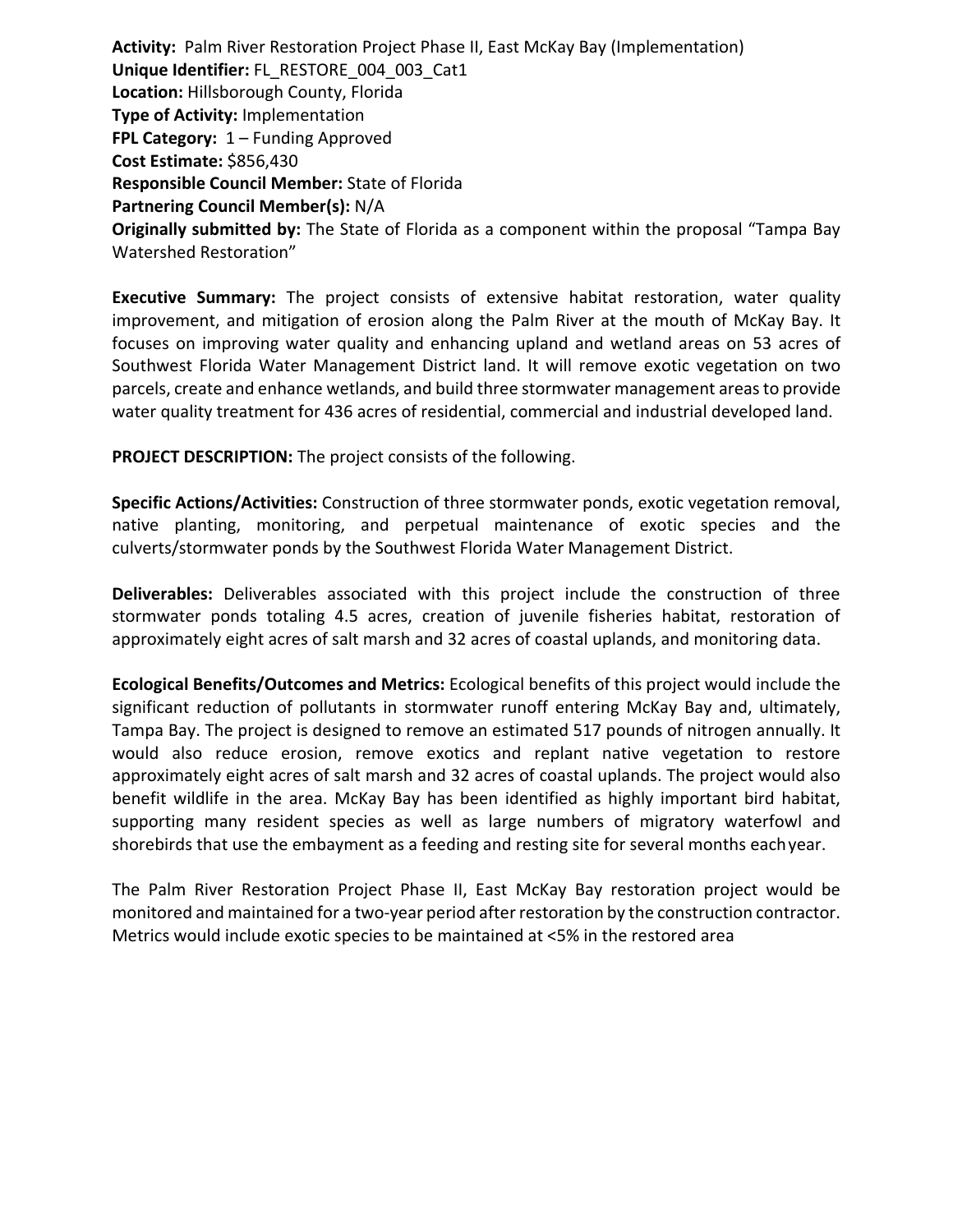**Activity:** Palm River Restoration Project Phase II, East McKay Bay (Implementation)
**Unique Identifier:** FL_RESTORE_004_003_Cat1
**Location:** Hillsborough County, Florida
**Type of Activity:** Implementation
**FPL Category:** 1 – Funding Approved
**Cost Estimate:** $856,430
**Responsible Council Member:** State of Florida
**Partnering Council Member(s):** N/A
**Originally submitted by:** The State of Florida as a component within the proposal "Tampa Bay Watershed Restoration"

**Executive Summary:** The project consists of extensive habitat restoration, water quality improvement, and mitigation of erosion along the Palm River at the mouth of McKay Bay. It focuses on improving water quality and enhancing upland and wetland areas on 53 acres of Southwest Florida Water Management District land. It will remove exotic vegetation on two parcels, create and enhance wetlands, and build three stormwater management areas to provide water quality treatment for 436 acres of residential, commercial and industrial developed land.

**PROJECT DESCRIPTION:** The project consists of the following.

**Specific Actions/Activities:** Construction of three stormwater ponds, exotic vegetation removal, native planting, monitoring, and perpetual maintenance of exotic species and the culverts/stormwater ponds by the Southwest Florida Water Management District.

**Deliverables:** Deliverables associated with this project include the construction of three stormwater ponds totaling 4.5 acres, creation of juvenile fisheries habitat, restoration of approximately eight acres of salt marsh and 32 acres of coastal uplands, and monitoring data.

**Ecological Benefits/Outcomes and Metrics:** Ecological benefits of this project would include the significant reduction of pollutants in stormwater runoff entering McKay Bay and, ultimately, Tampa Bay. The project is designed to remove an estimated 517 pounds of nitrogen annually. It would also reduce erosion, remove exotics and replant native vegetation to restore approximately eight acres of salt marsh and 32 acres of coastal uplands. The project would also benefit wildlife in the area. McKay Bay has been identified as highly important bird habitat, supporting many resident species as well as large numbers of migratory waterfowl and shorebirds that use the embayment as a feeding and resting site for several months each year.

The Palm River Restoration Project Phase II, East McKay Bay restoration project would be monitored and maintained for a two-year period after restoration by the construction contractor. Metrics would include exotic species to be maintained at <5% in the restored area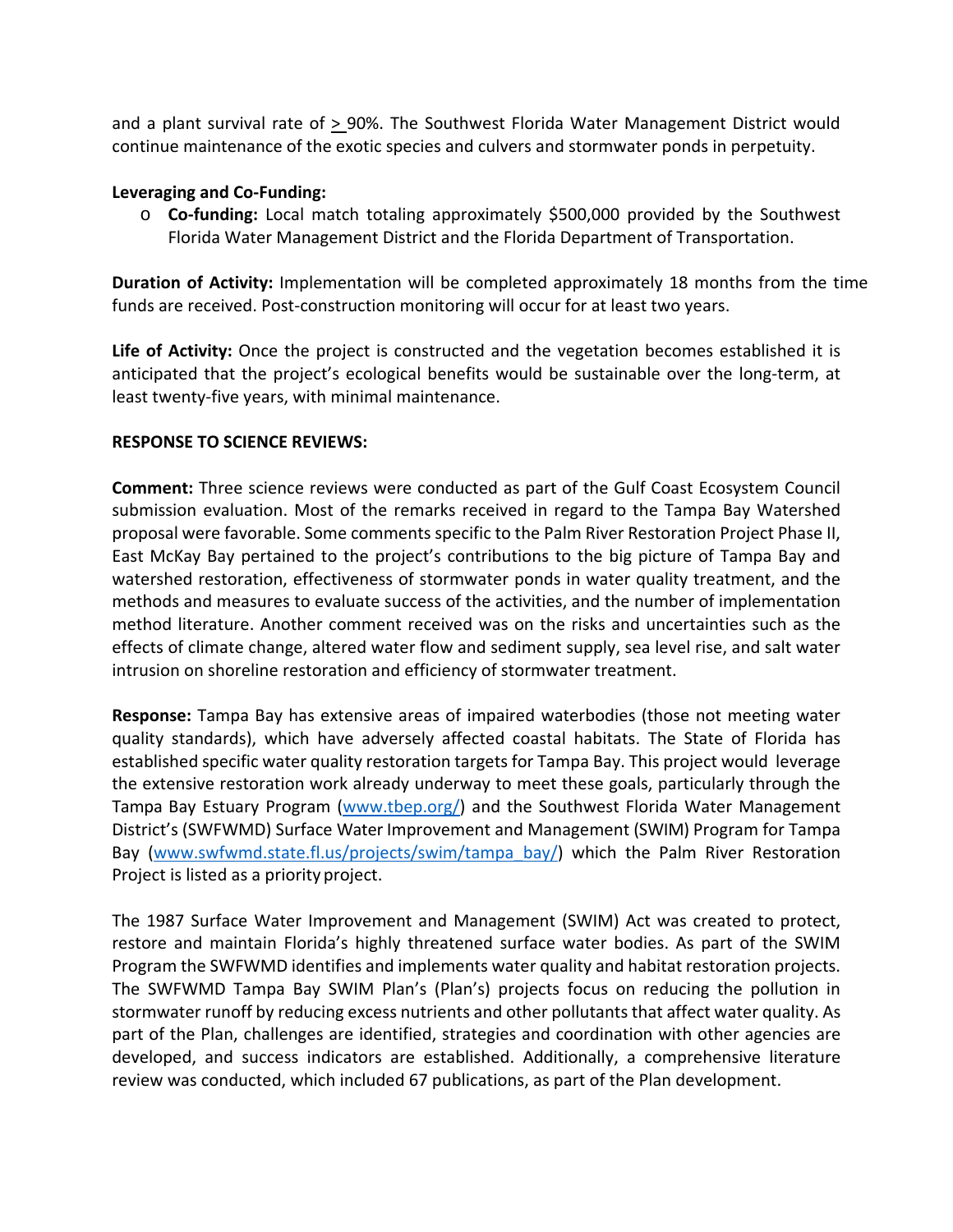and a plant survival rate of > 90%. The Southwest Florida Water Management District would continue maintenance of the exotic species and culvers and stormwater ponds in perpetuity.

**Leveraging and Co-Funding:**

- **Co-funding:** Local match totaling approximately $500,000 provided by the Southwest Florida Water Management District and the Florida Department of Transportation.

**Duration of Activity:** Implementation will be completed approximately 18 months from the time funds are received. Post-construction monitoring will occur for at least two years.

**Life of Activity:** Once the project is constructed and the vegetation becomes established it is anticipated that the project's ecological benefits would be sustainable over the long-term, at least twenty-five years, with minimal maintenance.

**RESPONSE TO SCIENCE REVIEWS:**

**Comment:** Three science reviews were conducted as part of the Gulf Coast Ecosystem Council submission evaluation. Most of the remarks received in regard to the Tampa Bay Watershed proposal were favorable. Some comments specific to the Palm River Restoration Project Phase II, East McKay Bay pertained to the project's contributions to the big picture of Tampa Bay and watershed restoration, effectiveness of stormwater ponds in water quality treatment, and the methods and measures to evaluate success of the activities, and the number of implementation method literature. Another comment received was on the risks and uncertainties such as the effects of climate change, altered water flow and sediment supply, sea level rise, and salt water intrusion on shoreline restoration and efficiency of stormwater treatment.

**Response:** Tampa Bay has extensive areas of impaired waterbodies (those not meeting water quality standards), which have adversely affected coastal habitats. The State of Florida has established specific water quality restoration targets for Tampa Bay. This project would leverage the extensive restoration work already underway to meet these goals, particularly through the Tampa Bay Estuary Program (www.tbep.org/) and the Southwest Florida Water Management District's (SWFWMD) Surface Water Improvement and Management (SWIM) Program for Tampa Bay (www.swfwmd.state.fl.us/projects/swim/tampa_bay/) which the Palm River Restoration Project is listed as a priority project.

The 1987 Surface Water Improvement and Management (SWIM) Act was created to protect, restore and maintain Florida's highly threatened surface water bodies. As part of the SWIM Program the SWFWMD identifies and implements water quality and habitat restoration projects. The SWFWMD Tampa Bay SWIM Plan's (Plan's) projects focus on reducing the pollution in stormwater runoff by reducing excess nutrients and other pollutants that affect water quality. As part of the Plan, challenges are identified, strategies and coordination with other agencies are developed, and success indicators are established. Additionally, a comprehensive literature review was conducted, which included 67 publications, as part of the Plan development.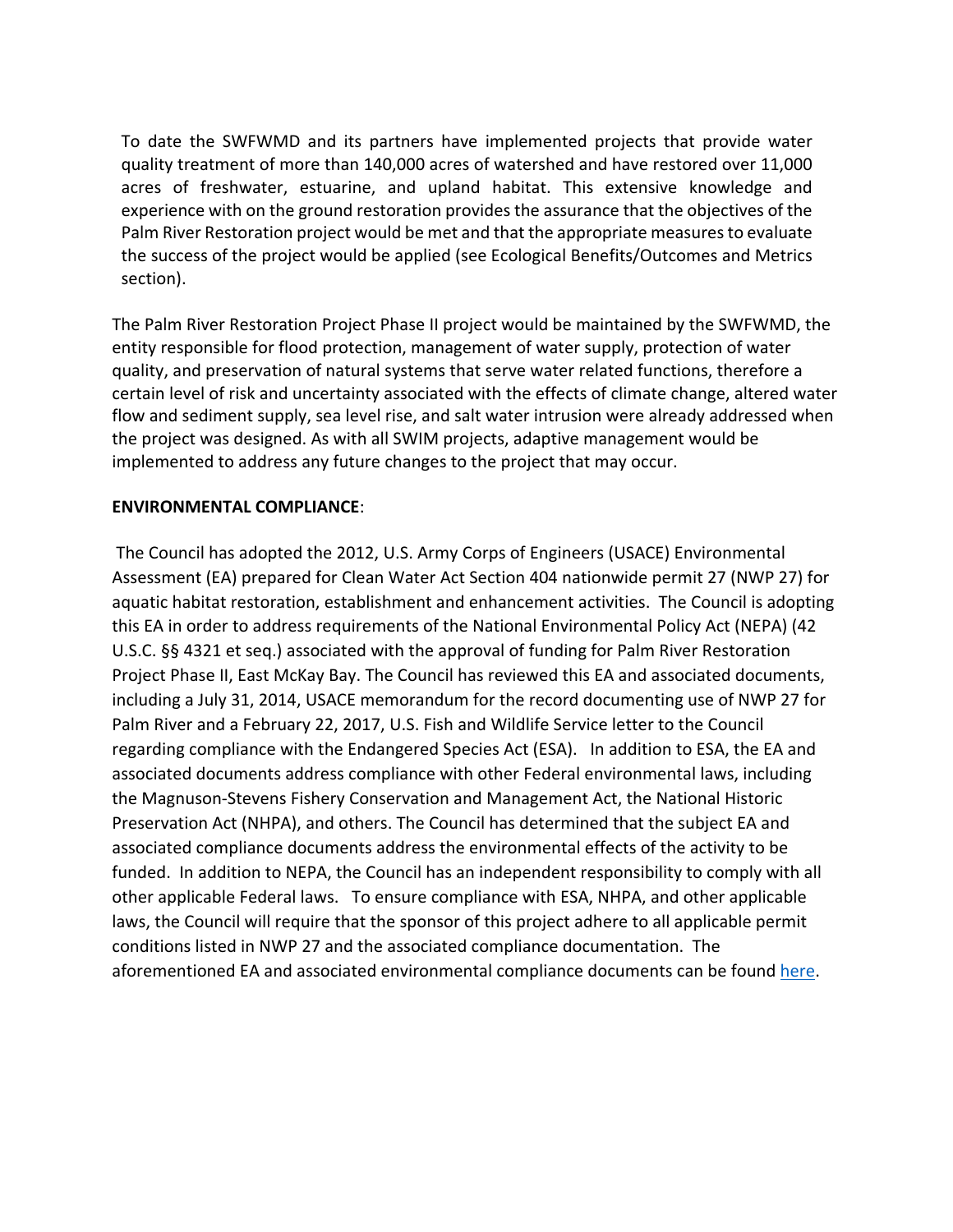To date the SWFWMD and its partners have implemented projects that provide water quality treatment of more than 140,000 acres of watershed and have restored over 11,000 acres of freshwater, estuarine, and upland habitat. This extensive knowledge and experience with on the ground restoration provides the assurance that the objectives of the Palm River Restoration project would be met and that the appropriate measures to evaluate the success of the project would be applied (see Ecological Benefits/Outcomes and Metrics section).

The Palm River Restoration Project Phase II project would be maintained by the SWFWMD, the entity responsible for flood protection, management of water supply, protection of water quality, and preservation of natural systems that serve water related functions, therefore a certain level of risk and uncertainty associated with the effects of climate change, altered water flow and sediment supply, sea level rise, and salt water intrusion were already addressed when the project was designed. As with all SWIM projects, adaptive management would be implemented to address any future changes to the project that may occur.

**ENVIRONMENTAL COMPLIANCE**:

The Council has adopted the 2012, U.S. Army Corps of Engineers (USACE) Environmental Assessment (EA) prepared for Clean Water Act Section 404 nationwide permit 27 (NWP 27) for aquatic habitat restoration, establishment and enhancement activities. The Council is adopting this EA in order to address requirements of the National Environmental Policy Act (NEPA) (42 U.S.C. §§ 4321 et seq.) associated with the approval of funding for Palm River Restoration Project Phase II, East McKay Bay. The Council has reviewed this EA and associated documents, including a July 31, 2014, USACE memorandum for the record documenting use of NWP 27 for Palm River and a February 22, 2017, U.S. Fish and Wildlife Service letter to the Council regarding compliance with the Endangered Species Act (ESA). In addition to ESA, the EA and associated documents address compliance with other Federal environmental laws, including the Magnuson-Stevens Fishery Conservation and Management Act, the National Historic Preservation Act (NHPA), and others. The Council has determined that the subject EA and associated compliance documents address the environmental effects of the activity to be funded. In addition to NEPA, the Council has an independent responsibility to comply with all other applicable Federal laws. To ensure compliance with ESA, NHPA, and other applicable laws, the Council will require that the sponsor of this project adhere to all applicable permit conditions listed in NWP 27 and the associated compliance documentation. The aforementioned EA and associated environmental compliance documents can be found here.